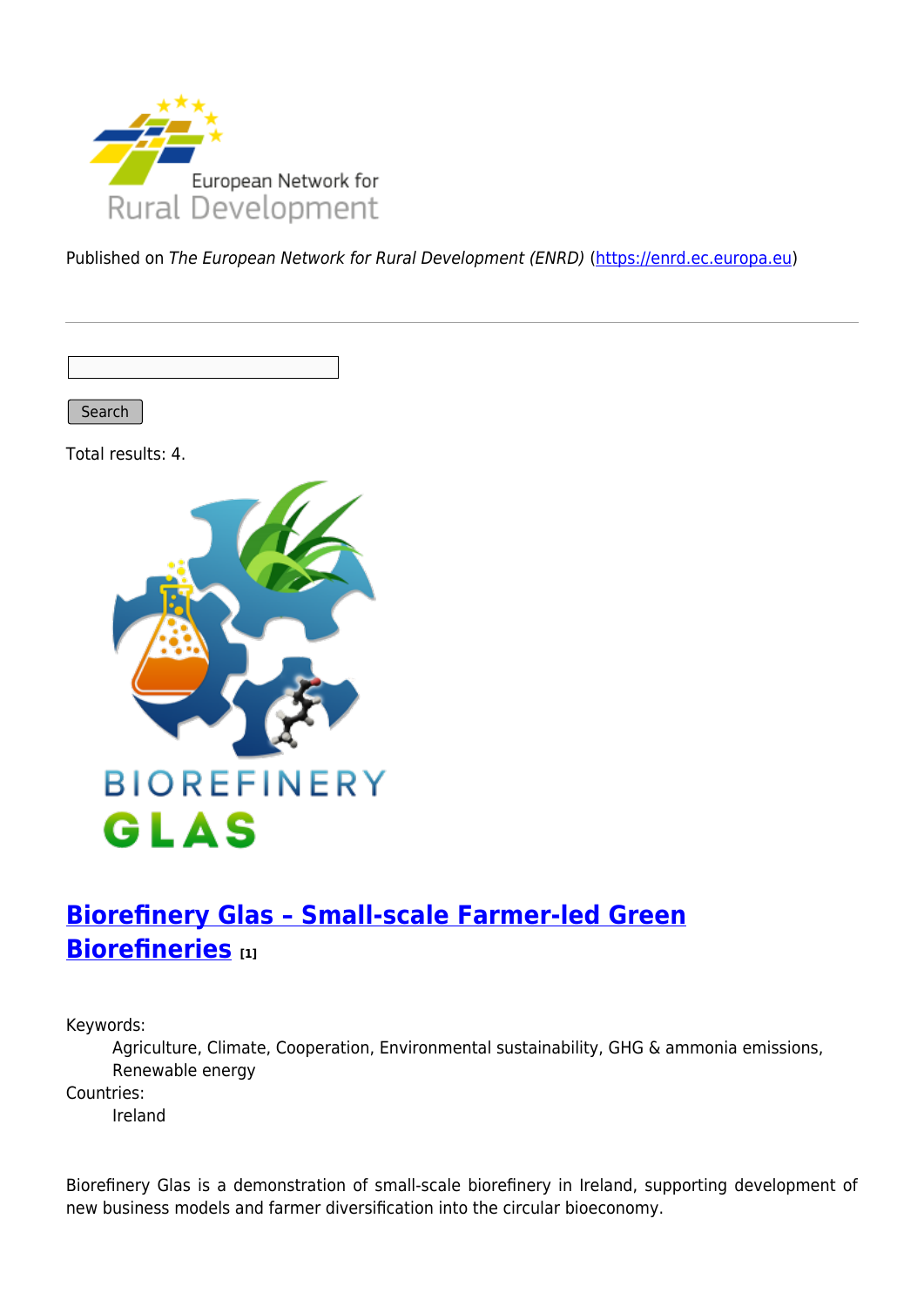Published on *The European Network for Rural Development (ENRD)* (https://enrd.ec.europa.eu)

Search

Total results: 4.

## Biorefinery Glas – Small-scale Farmer-led Green Biorefineries [1]

Keywords:
: Agriculture, Climate, Cooperation, Environmental sustainability, GHG & ammonia emissions, Renewable energy

Countries:
: Ireland

Biorefinery Glas is a demonstration of small-scale biorefinery in Ireland, supporting development of new business models and farmer diversification into the circular bioeconomy.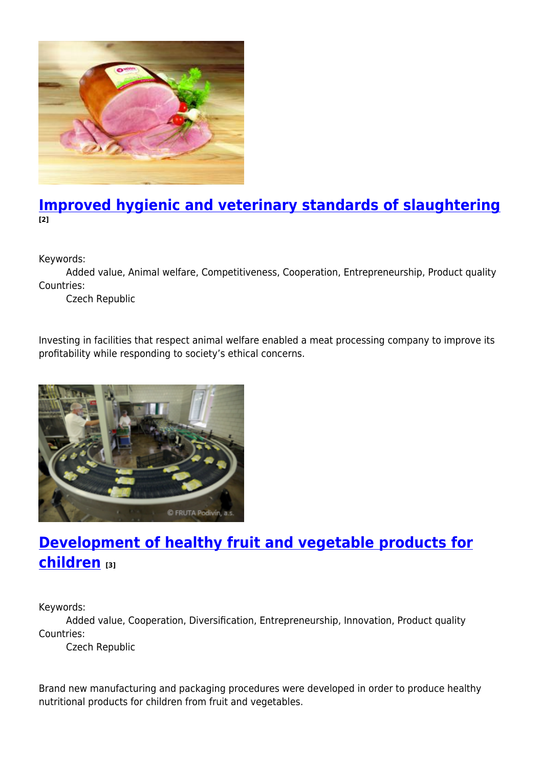## [Improved hygienic and veterinary standards of slaughtering](#) [2]

Keywords:
: Added value, Animal welfare, Competitiveness, Cooperation, Entrepreneurship, Product quality

Countries:
: Czech Republic

Investing in facilities that respect animal welfare enabled a meat processing company to improve its profitability while responding to society's ethical concerns.

## [Development of healthy fruit and vegetable products for children](#) [3]

Keywords:
: Added value, Cooperation, Diversification, Entrepreneurship, Innovation, Product quality

Countries:
: Czech Republic

Brand new manufacturing and packaging procedures were developed in order to produce healthy nutritional products for children from fruit and vegetables.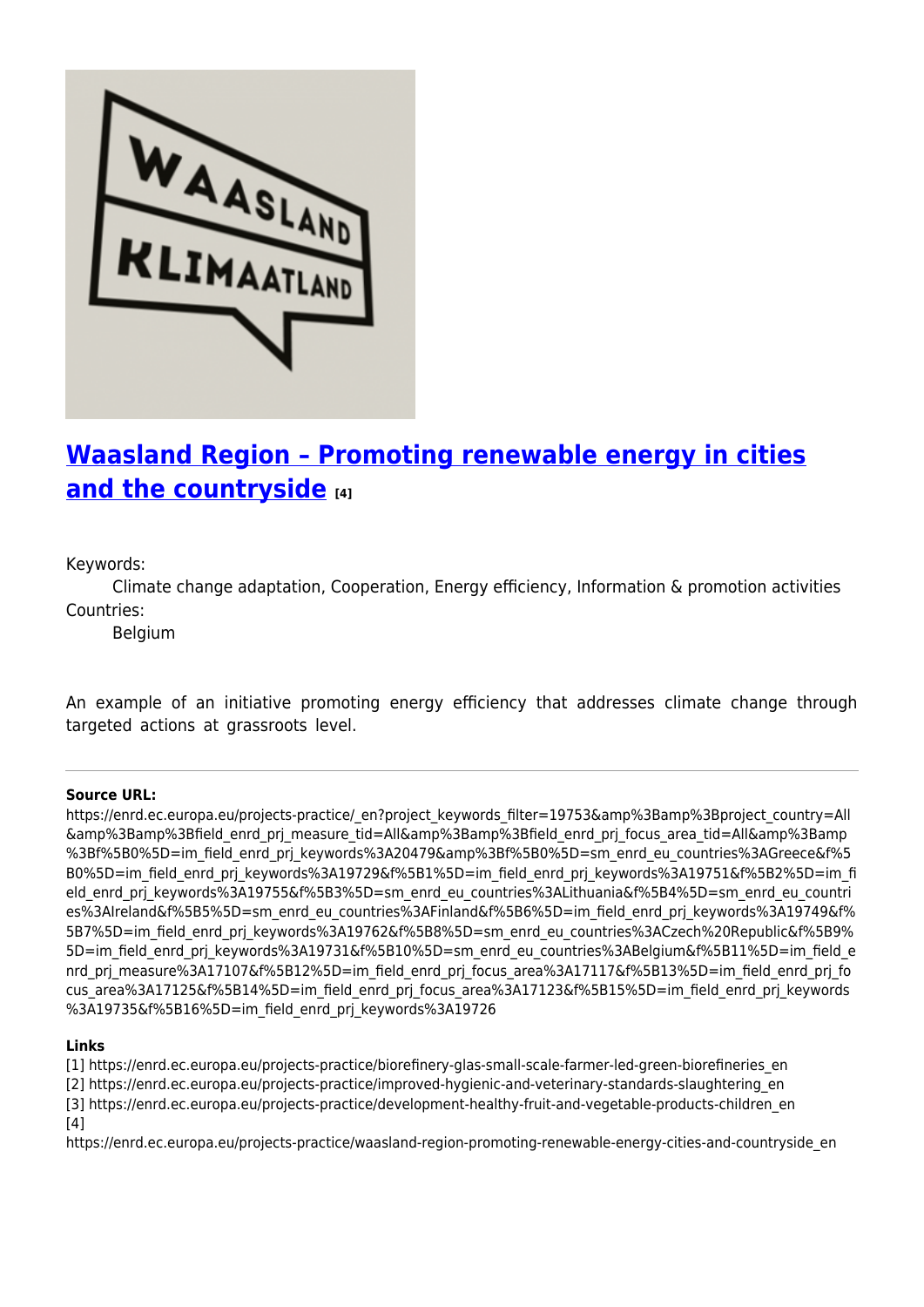## [Waasland Region – Promoting renewable energy in cities and the countryside](https://enrd.ec.europa.eu/projects-practice/waasland-region-promoting-renewable-energy-cities-and-countryside_en) [4]

Keywords:
: Climate change adaptation, Cooperation, Energy efficiency, Information & promotion activities

Countries:
: Belgium

An example of an initiative promoting energy efficiency that addresses climate change through targeted actions at grassroots level.

---

**Source URL:**
https://enrd.ec.europa.eu/projects-practice/_en?project_keywords_filter=19753&amp%3Bamp%3Bproject_country=All&amp%3Bamp%3Bfield_enrd_prj_measure_tid=All&amp%3Bamp%3Bfield_enrd_prj_focus_area_tid=All&amp%3Bamp%3Bf%5B0%5D=im_field_enrd_prj_keywords%3A20479&amp%3Bf%5B0%5D=sm_enrd_eu_countries%3AGreece&f%5B0%5D=im_field_enrd_prj_keywords%3A19729&f%5B1%5D=im_field_enrd_prj_keywords%3A19751&f%5B2%5D=im_field_enrd_prj_keywords%3A19755&f%5B3%5D=sm_enrd_eu_countries%3ALithuania&f%5B4%5D=sm_enrd_eu_countries%3AIreland&f%5B5%5D=sm_enrd_eu_countries%3AFinland&f%5B6%5D=im_field_enrd_prj_keywords%3A19749&f%5B7%5D=im_field_enrd_prj_keywords%3A19762&f%5B8%5D=sm_enrd_eu_countries%3ACzech%20Republic&f%5B9%5D=im_field_enrd_prj_keywords%3A19731&f%5B10%5D=sm_enrd_eu_countries%3ABelgium&f%5B11%5D=im_field_enrd_prj_measure%3A17107&f%5B12%5D=im_field_enrd_prj_focus_area%3A17117&f%5B13%5D=im_field_enrd_prj_focus_area%3A17125&f%5B14%5D=im_field_enrd_prj_focus_area%3A17123&f%5B15%5D=im_field_enrd_prj_keywords%3A19735&f%5B16%5D=im_field_enrd_prj_keywords%3A19726

**Links**

[1] https://enrd.ec.europa.eu/projects-practice/biorefinery-glas-small-scale-farmer-led-green-biorefineries_en
[2] https://enrd.ec.europa.eu/projects-practice/improved-hygienic-and-veterinary-standards-slaughtering_en
[3] https://enrd.ec.europa.eu/projects-practice/development-healthy-fruit-and-vegetable-products-children_en
[4] https://enrd.ec.europa.eu/projects-practice/waasland-region-promoting-renewable-energy-cities-and-countryside_en